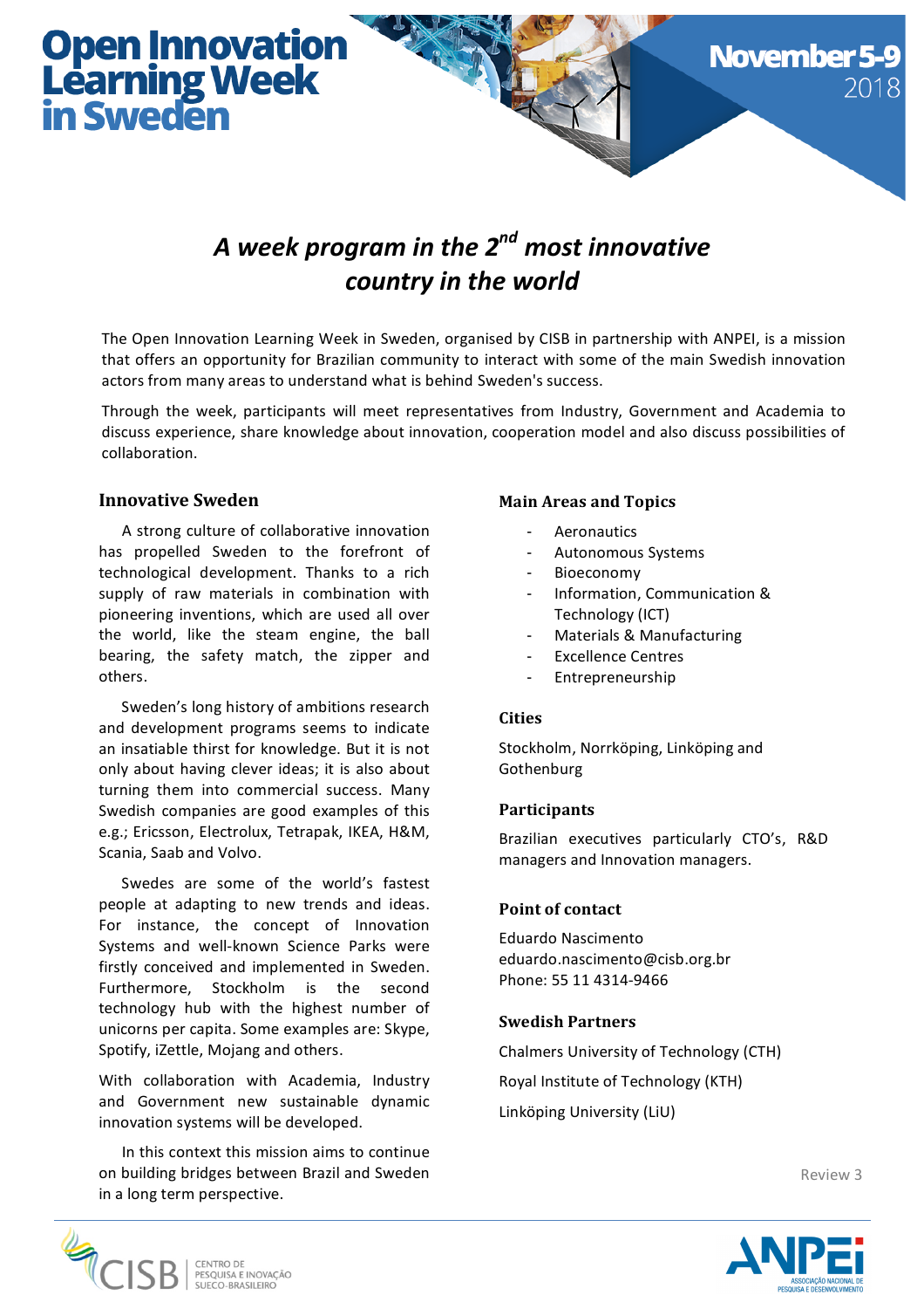# Open Innovation Learning Week in Sweden

**November 5-9**
2018

## *A week program in the 2nd most innovative country in the world*

The Open Innovation Learning Week in Sweden, organised by CISB in partnership with ANPEI, is a mission that offers an opportunity for Brazilian community to interact with some of the main Swedish innovation actors from many areas to understand what is behind Sweden's success.

Through the week, participants will meet representatives from Industry, Government and Academia to discuss experience, share knowledge about innovation, cooperation model and also discuss possibilities of collaboration.

### Innovative Sweden

A strong culture of collaborative innovation has propelled Sweden to the forefront of technological development. Thanks to a rich supply of raw materials in combination with pioneering inventions, which are used all over the world, like the steam engine, the ball bearing, the safety match, the zipper and others.

Sweden's long history of ambitions research and development programs seems to indicate an insatiable thirst for knowledge. But it is not only about having clever ideas; it is also about turning them into commercial success. Many Swedish companies are good examples of this e.g.; Ericsson, Electrolux, Tetrapak, IKEA, H&M, Scania, Saab and Volvo.

Swedes are some of the world's fastest people at adapting to new trends and ideas. For instance, the concept of Innovation Systems and well-known Science Parks were firstly conceived and implemented in Sweden. Furthermore, Stockholm is the second technology hub with the highest number of unicorns per capita. Some examples are: Skype, Spotify, iZettle, Mojang and others.

With collaboration with Academia, Industry and Government new sustainable dynamic innovation systems will be developed.

In this context this mission aims to continue on building bridges between Brazil and Sweden in a long term perspective.

### Main Areas and Topics

- Aeronautics
- Autonomous Systems
- Bioeconomy
- Information, Communication & Technology (ICT)
- Materials & Manufacturing
- Excellence Centres
- Entrepreneurship

### Cities

Stockholm, Norrköping, Linköping and Gothenburg

### Participants

Brazilian executives particularly CTO's, R&D managers and Innovation managers.

### Point of contact

Eduardo Nascimento
eduardo.nascimento@cisb.org.br
Phone: 55 11 4314-9466

### Swedish Partners

Chalmers University of Technology (CTH)

Royal Institute of Technology (KTH)

Linköping University (LiU)

Review 3

CISB | CENTRO DE PESQUISA E INOVAÇÃO SUECO-BRASILEIRO

ANPEI | ASSOCIAÇÃO NACIONAL DE PESQUISA E DESENVOLVIMENTO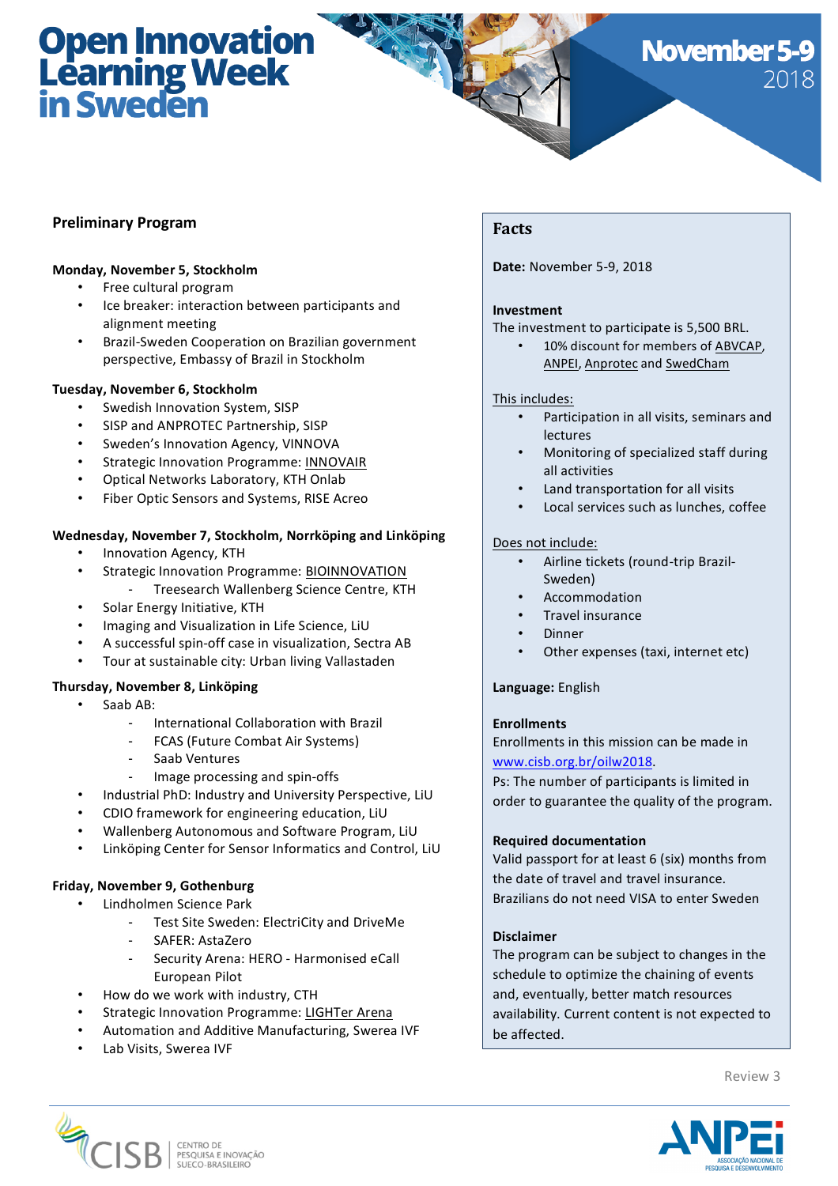# Open Innovation Learning Week in Sweden

**November 5-9** 2018

## Preliminary Program

**Monday, November 5, Stockholm**

- Free cultural program
- Ice breaker: interaction between participants and alignment meeting
- Brazil-Sweden Cooperation on Brazilian government perspective, Embassy of Brazil in Stockholm

**Tuesday, November 6, Stockholm**

- Swedish Innovation System, SISP
- SISP and ANPROTEC Partnership, SISP
- Sweden's Innovation Agency, VINNOVA
- Strategic Innovation Programme: INNOVAIR
- Optical Networks Laboratory, KTH Onlab
- Fiber Optic Sensors and Systems, RISE Acreo

**Wednesday, November 7, Stockholm, Norrköping and Linköping**

- Innovation Agency, KTH
- Strategic Innovation Programme: BIOINNOVATION
  - Treesearch Wallenberg Science Centre, KTH
- Solar Energy Initiative, KTH
- Imaging and Visualization in Life Science, LiU
- A successful spin-off case in visualization, Sectra AB
- Tour at sustainable city: Urban living Vallastaden

**Thursday, November 8, Linköping**

- Saab AB:
  - International Collaboration with Brazil
  - FCAS (Future Combat Air Systems)
  - Saab Ventures
  - Image processing and spin-offs
- Industrial PhD: Industry and University Perspective, LiU
- CDIO framework for engineering education, LiU
- Wallenberg Autonomous and Software Program, LiU
- Linköping Center for Sensor Informatics and Control, LiU

**Friday, November 9, Gothenburg**

- Lindholmen Science Park
  - Test Site Sweden: ElectriCity and DriveMe
  - SAFER: AstaZero
  - Security Arena: HERO - Harmonised eCall European Pilot
- How do we work with industry, CTH
- Strategic Innovation Programme: LIGHTer Arena
- Automation and Additive Manufacturing, Swerea IVF
- Lab Visits, Swerea IVF

## Facts

**Date:** November 5-9, 2018

**Investment**
The investment to participate is 5,500 BRL.

- 10% discount for members of ABVCAP, ANPEI, Anprotec and SwedCham

This includes:

- Participation in all visits, seminars and lectures
- Monitoring of specialized staff during all activities
- Land transportation for all visits
- Local services such as lunches, coffee

Does not include:

- Airline tickets (round-trip Brazil-Sweden)
- Accommodation
- Travel insurance
- Dinner
- Other expenses (taxi, internet etc)

**Language:** English

**Enrollments**
Enrollments in this mission can be made in www.cisb.org.br/oilw2018.
Ps: The number of participants is limited in order to guarantee the quality of the program.

**Required documentation**
Valid passport for at least 6 (six) months from the date of travel and travel insurance.
Brazilians do not need VISA to enter Sweden

**Disclaimer**
The program can be subject to changes in the schedule to optimize the chaining of events and, eventually, better match resources availability. Current content is not expected to be affected.

Review 3

CISB | CENTRO DE PESQUISA E INOVAÇÃO SUECO-BRASILEIRO

ANPEI ASSOCIAÇÃO NACIONAL DE PESQUISA E DESENVOLVIMENTO